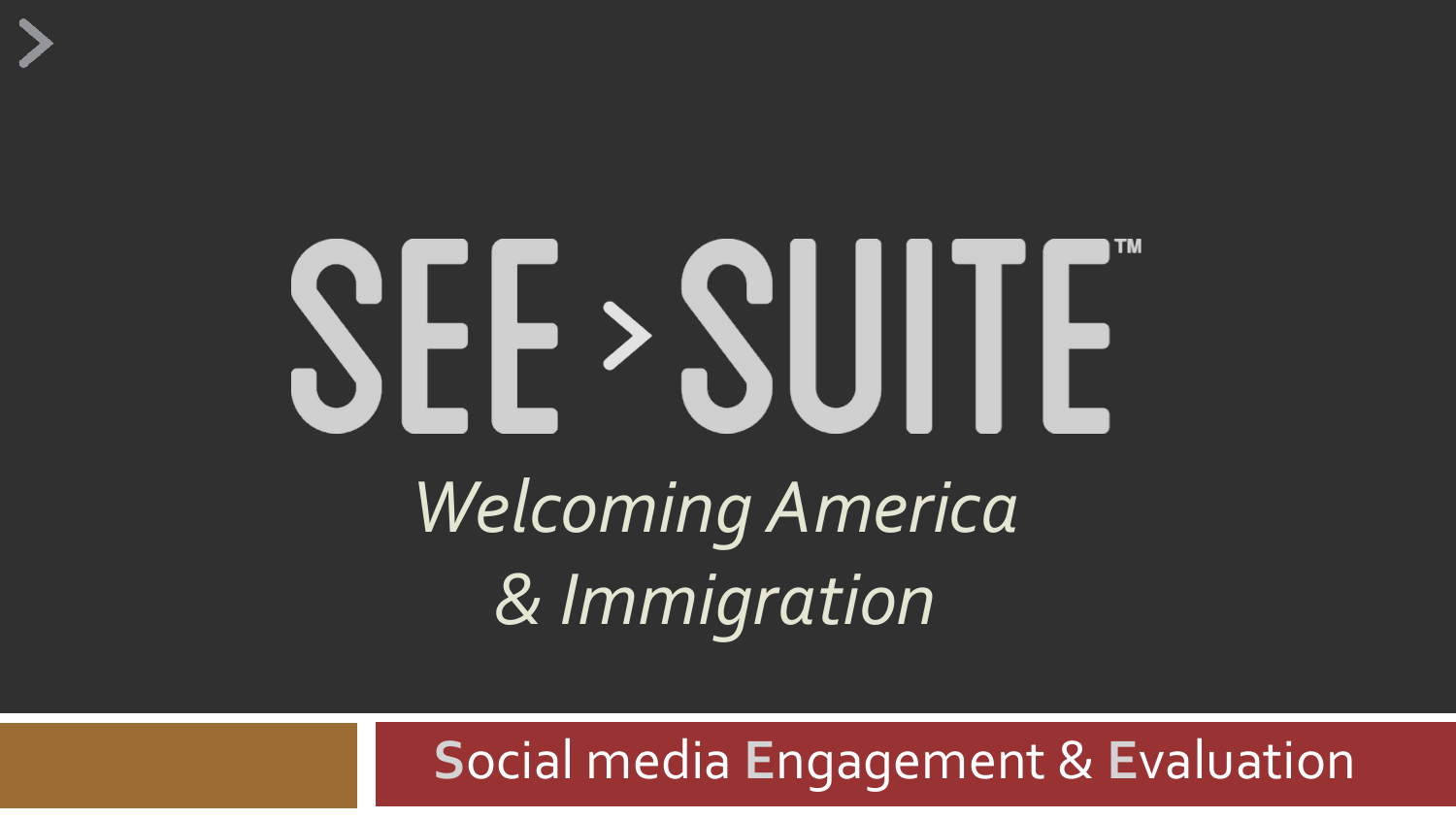# SEE > SUITE™

*Welcoming America & Immigration*

Social media Engagement & Evaluation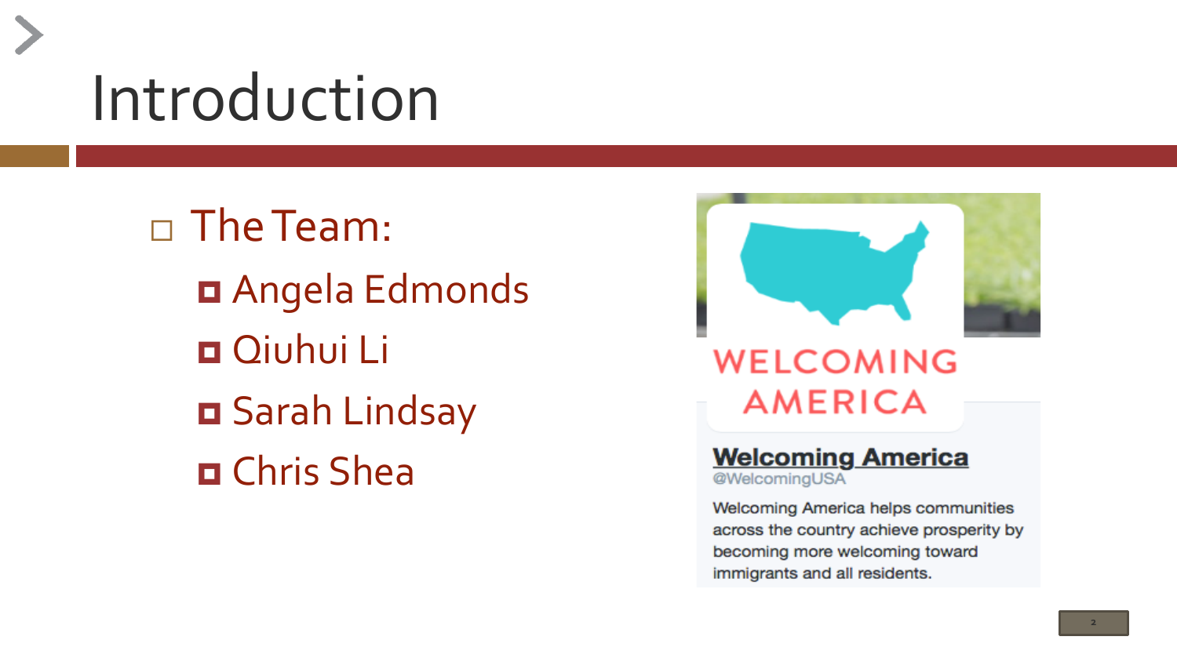# Introduction

- The Team:
  - Angela Edmonds
  - Qiuhui Li
  - Sarah Lindsay
  - Chris Shea

WELCOMING AMERICA

**Welcoming America**
@WelcomingUSA

Welcoming America helps communities across the country achieve prosperity by becoming more welcoming toward immigrants and all residents.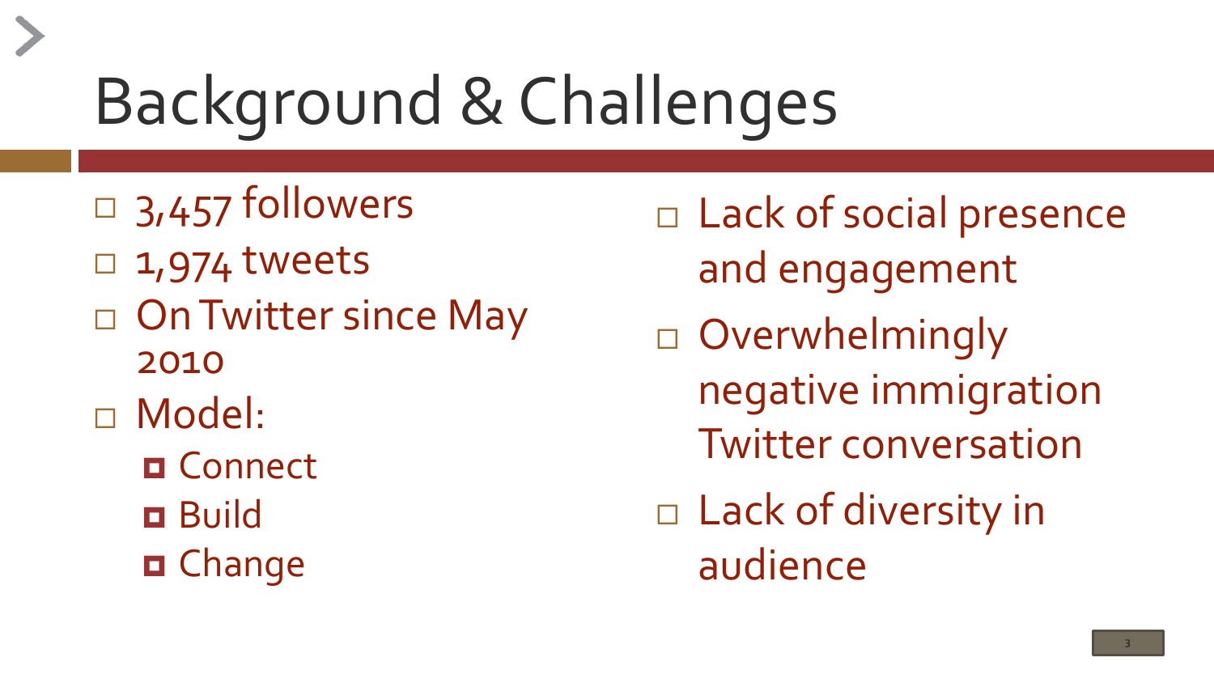# Background & Challenges

- 3,457 followers
- 1,974 tweets
- On Twitter since May 2010
- Model:
  - Connect
  - Build
  - Change

- Lack of social presence and engagement
- Overwhelmingly negative immigration Twitter conversation
- Lack of diversity in audience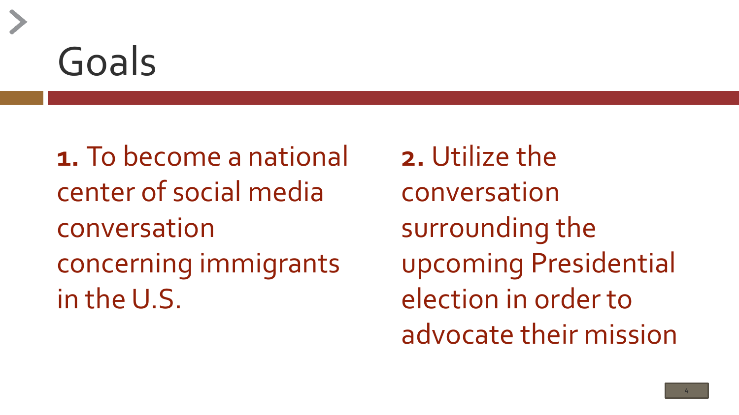# Goals

**1.** To become a national center of social media conversation concerning immigrants in the U.S.

**2.** Utilize the conversation surrounding the upcoming Presidential election in order to advocate their mission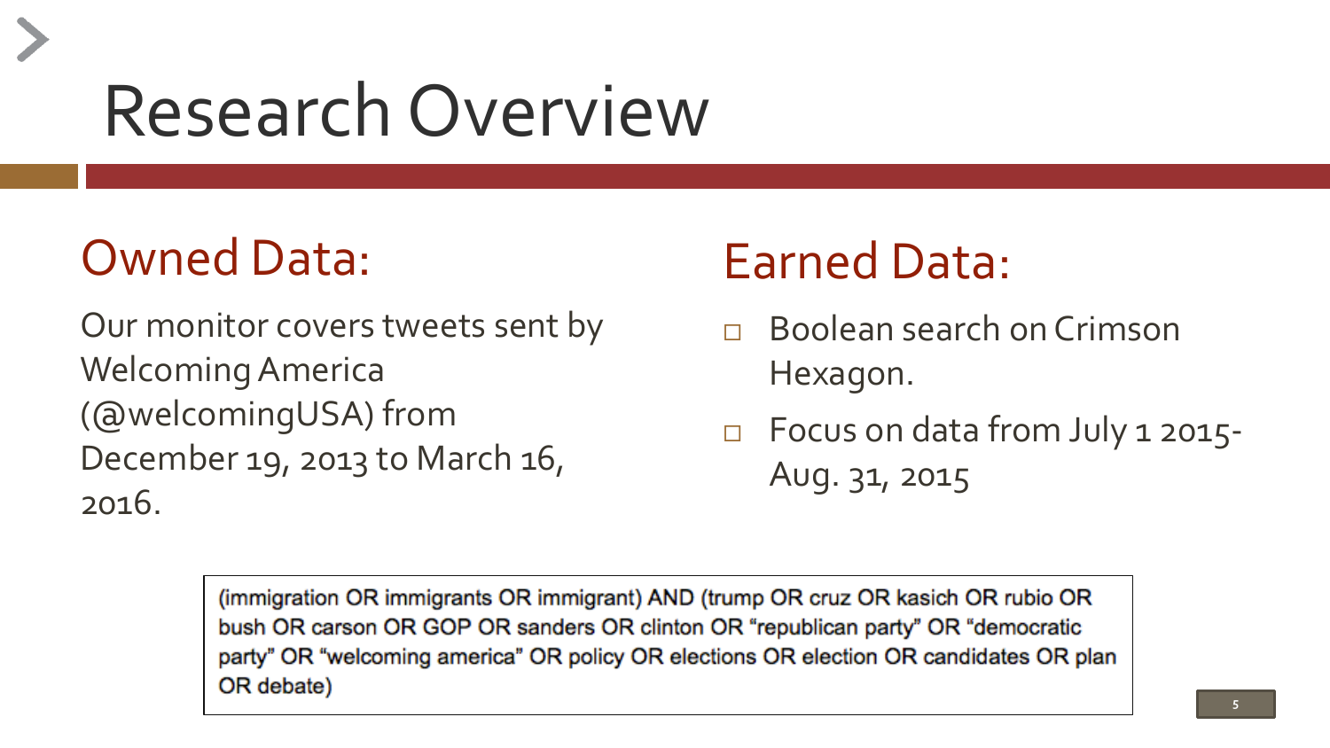# Research Overview

## Owned Data:

Our monitor covers tweets sent by Welcoming America (@welcomingUSA) from December 19, 2013 to March 16, 2016.

## Earned Data:

- Boolean search on Crimson Hexagon.
- Focus on data from July 1 2015- Aug. 31, 2015

```
(immigration OR immigrants OR immigrant) AND (trump OR cruz OR kasich OR rubio OR bush OR carson OR GOP OR sanders OR clinton OR "republican party" OR "democratic party" OR "welcoming america" OR policy OR elections OR election OR candidates OR plan OR debate)
```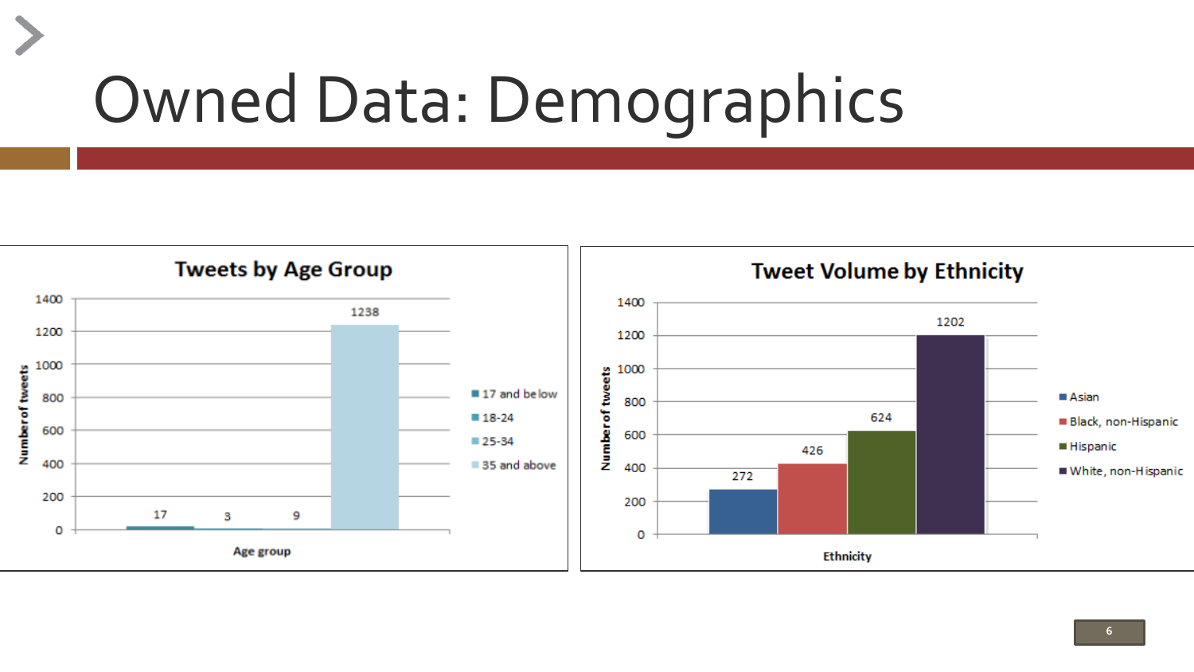# Owned Data: Demographics

**Tweets by Age Group**

| Age group | Number of tweets |
|---|---|
| 17 and below | 17 |
| 18-24 | 3 |
| 25-34 | 9 |
| 35 and above | 1238 |

**Tweet Volume by Ethnicity**

| Ethnicity | Number of tweets |
|---|---|
| Asian | 272 |
| Black, non-Hispanic | 426 |
| Hispanic | 624 |
| White, non-Hispanic | 1202 |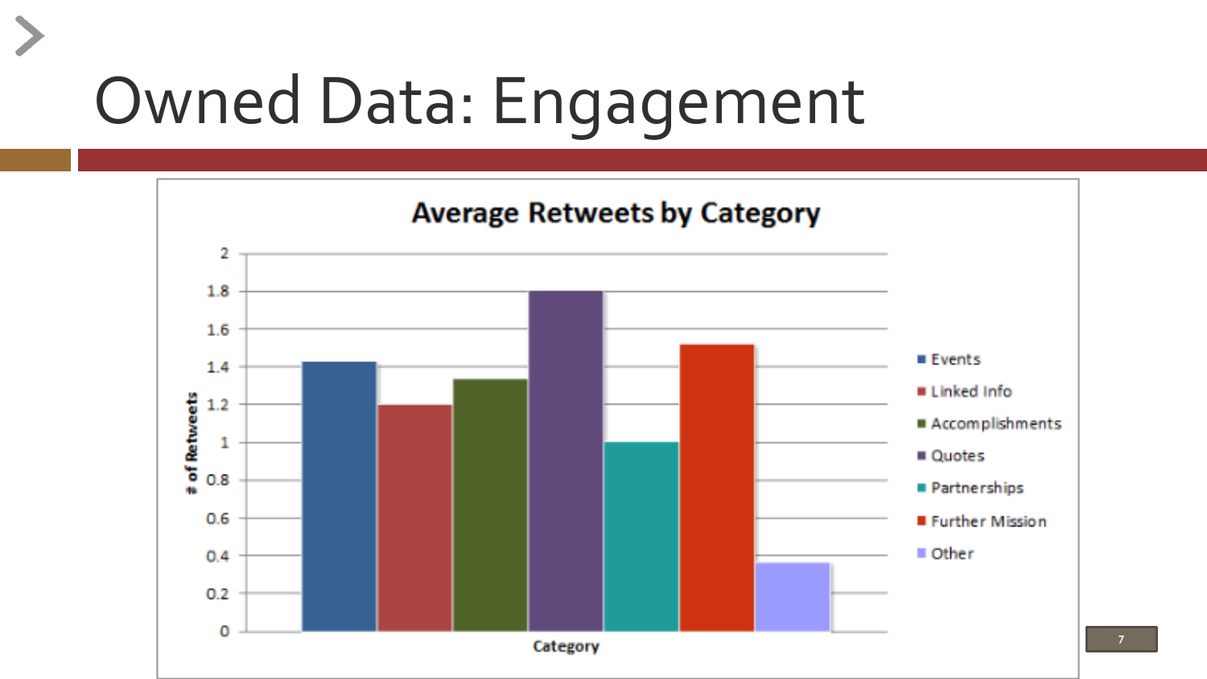# Owned Data: Engagement

**Average Retweets by Category**

| Category | # of Retweets |
|---|---|
| Events | 1.43 |
| Linked Info | 1.2 |
| Accomplishments | 1.33 |
| Quotes | 1.8 |
| Partnerships | 1 |
| Further Mission | 1.52 |
| Other | 0.36 |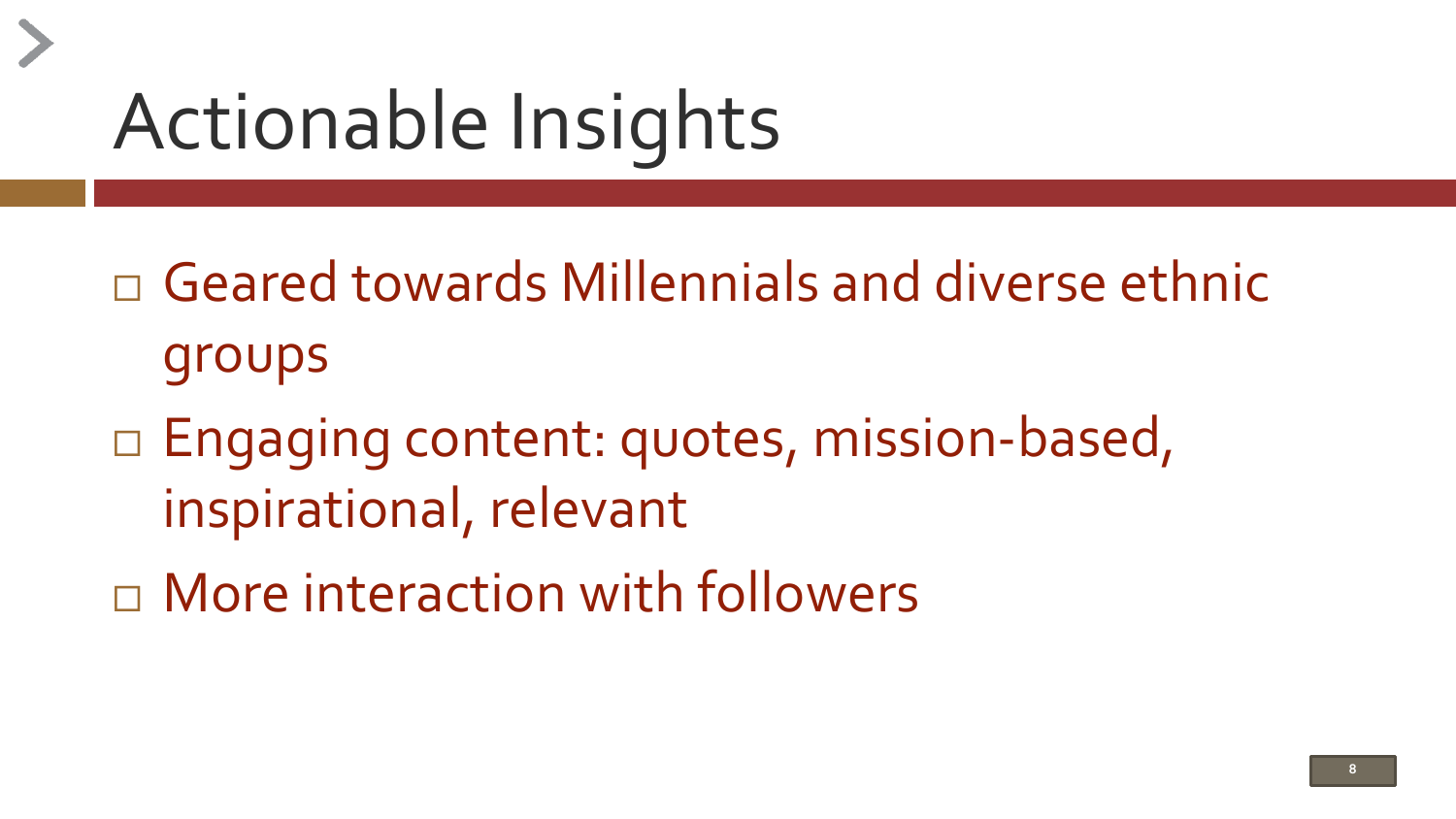# Actionable Insights

- Geared towards Millennials and diverse ethnic groups
- Engaging content: quotes, mission-based, inspirational, relevant
- More interaction with followers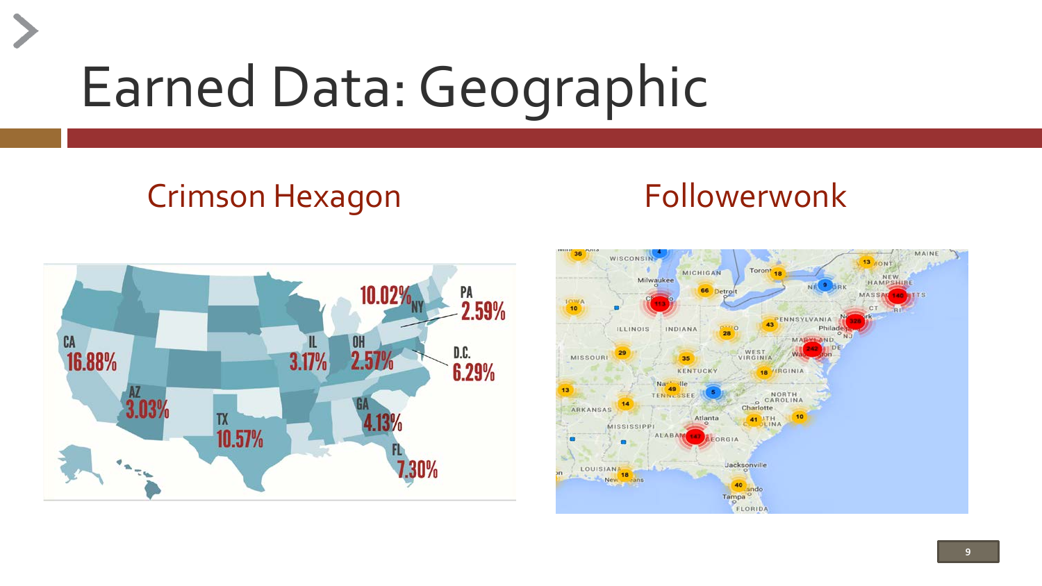# Earned Data: Geographic

## Crimson Hexagon

## Followerwonk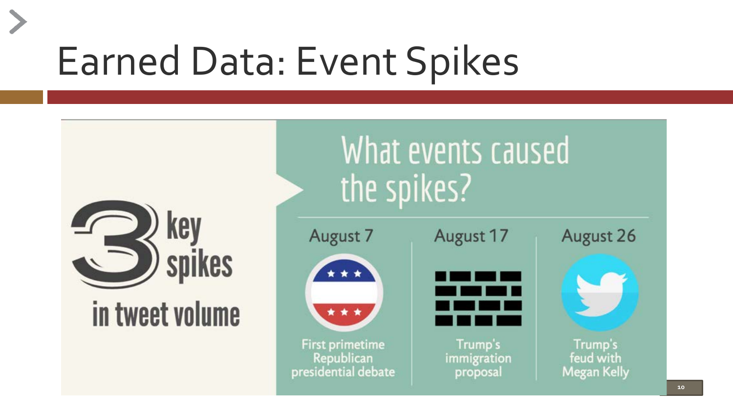# Earned Data: Event Spikes

**3 key spikes in tweet volume**

## What events caused the spikes?

| August 7 | August 17 | August 26 |
| --- | --- | --- |
| First primetime Republican presidential debate | Trump's immigration proposal | Trump's feud with Megan Kelly |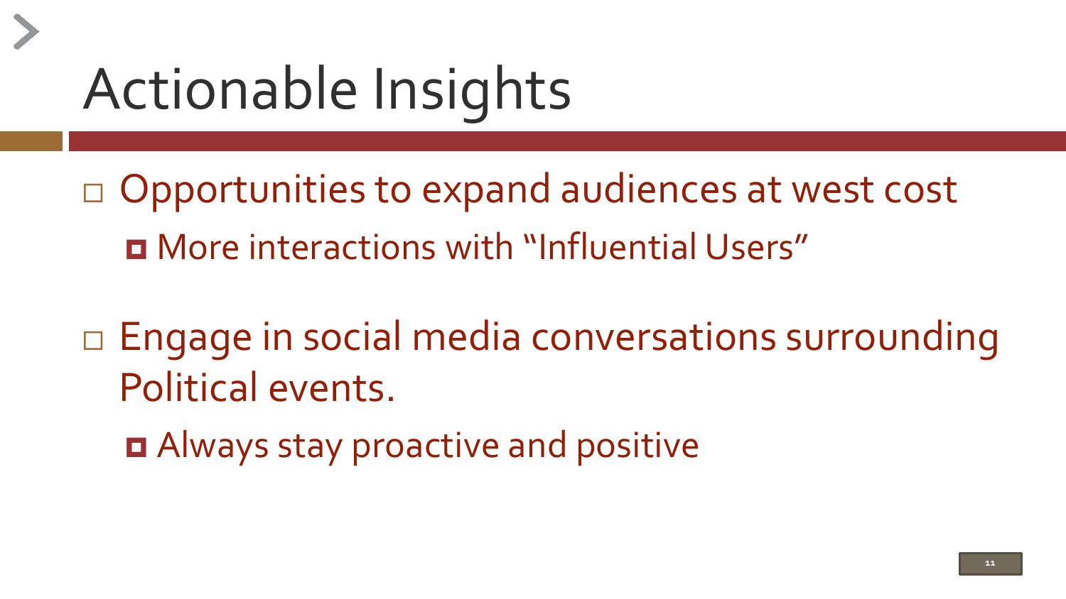# Actionable Insights

- Opportunities to expand audiences at west cost
  - More interactions with “Influential Users”

- Engage in social media conversations surrounding Political events.
  - Always stay proactive and positive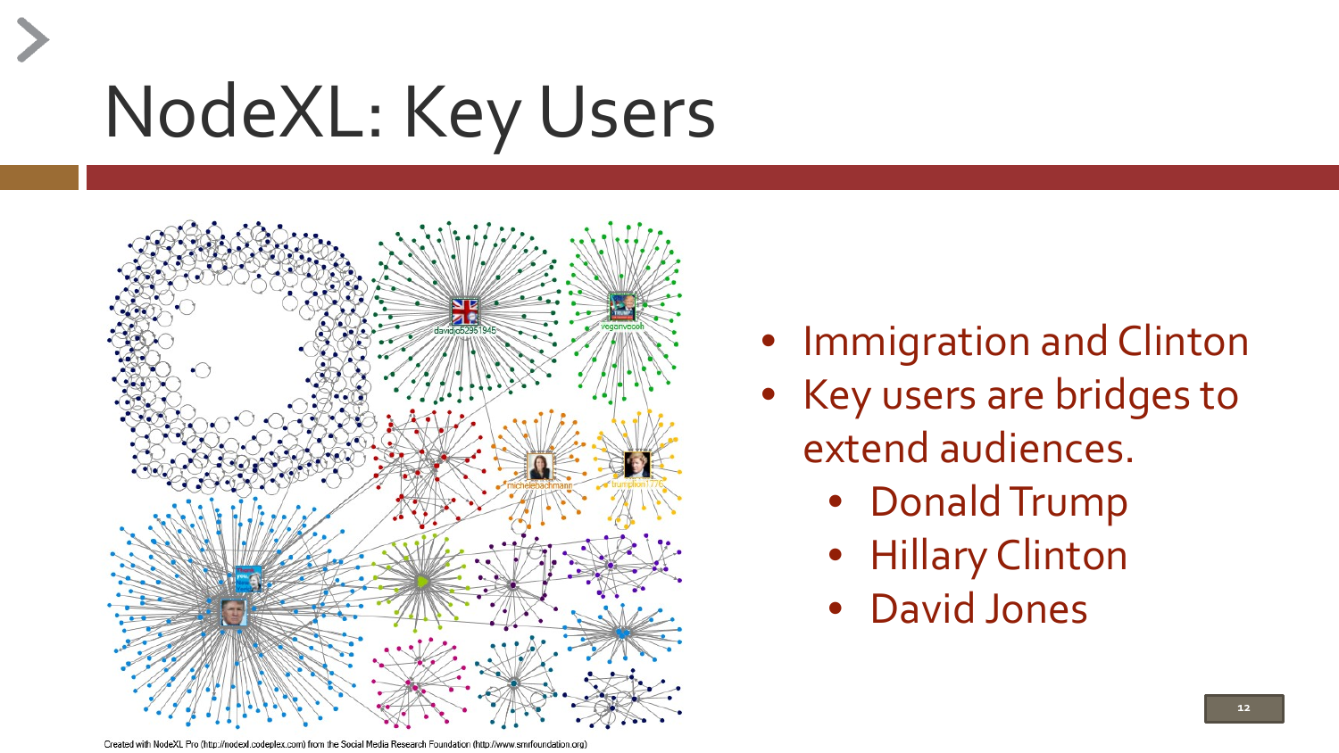# NodeXL: Key Users

- Immigration and Clinton
- Key users are bridges to extend audiences.
  - Donald Trump
  - Hillary Clinton
  - David Jones

Created with NodeXL Pro (http://nodexl.codeplex.com) from the Social Media Research Foundation (http://www.smrfoundation.org)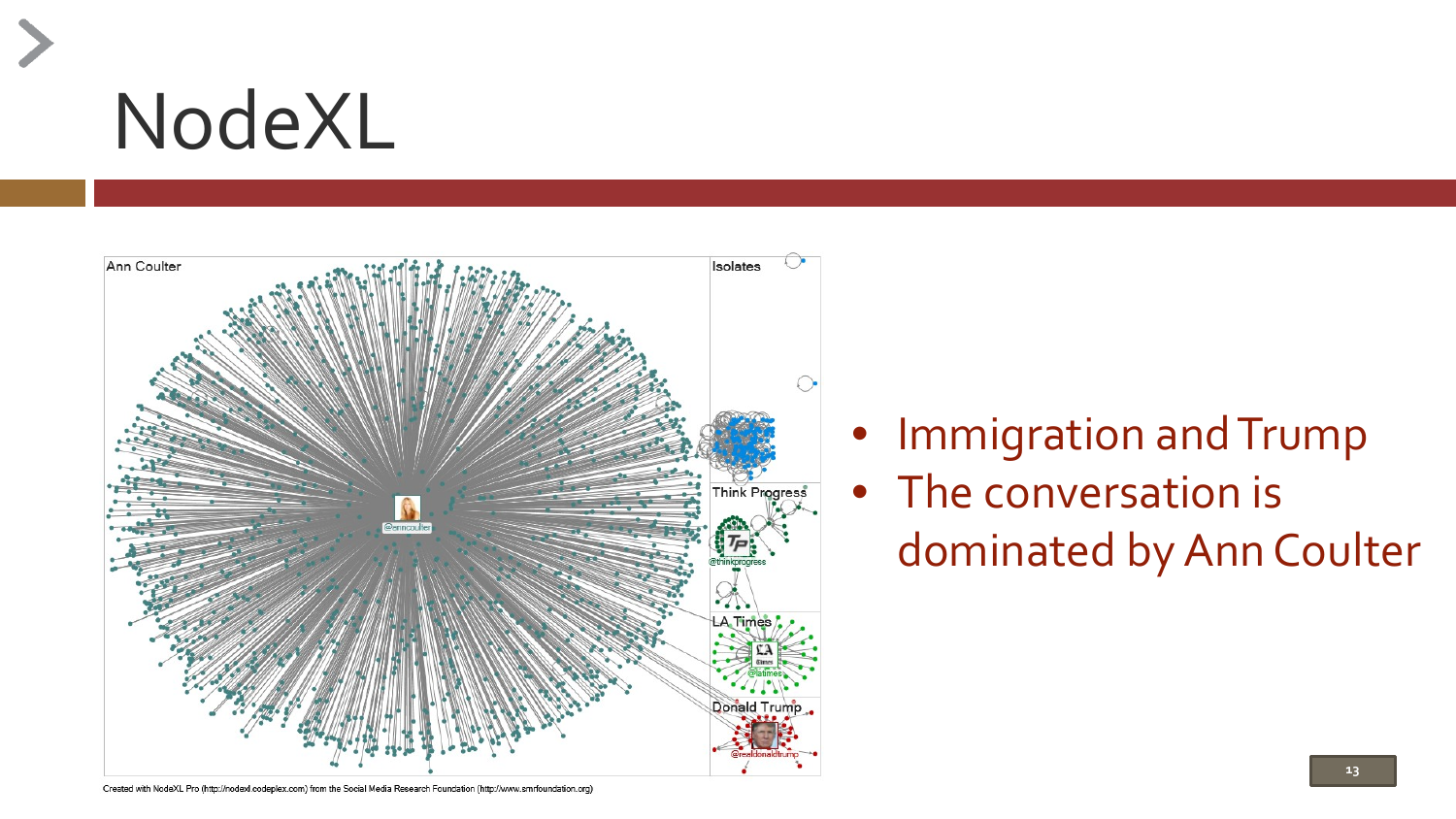# NodeXL

Created with NodeXL Pro (http://nodexl.codeplex.com) from the Social Media Research Foundation (http://www.smrfoundation.org)

- Immigration and Trump
- The conversation is dominated by Ann Coulter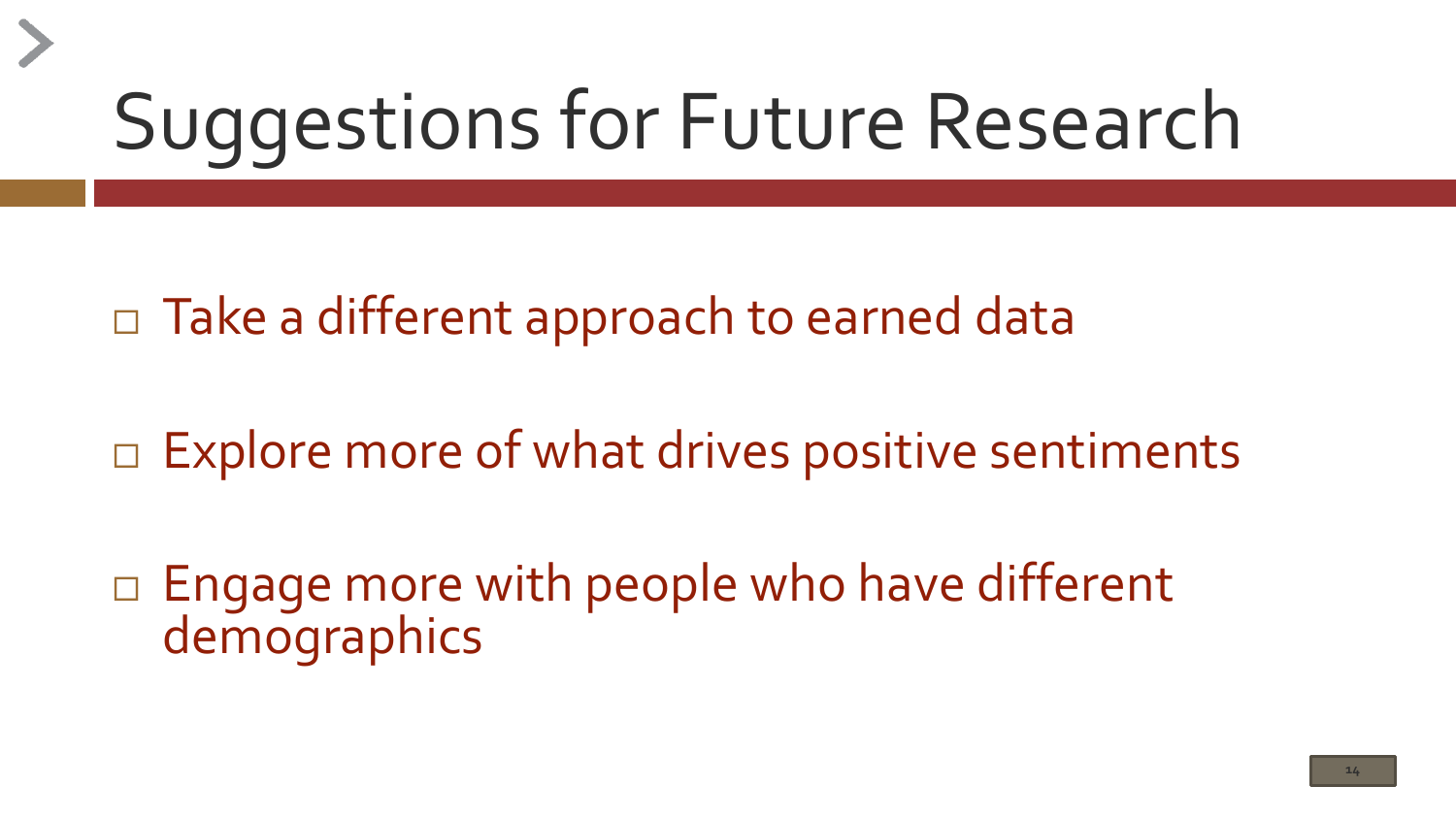# Suggestions for Future Research

- Take a different approach to earned data
- Explore more of what drives positive sentiments
- Engage more with people who have different demographics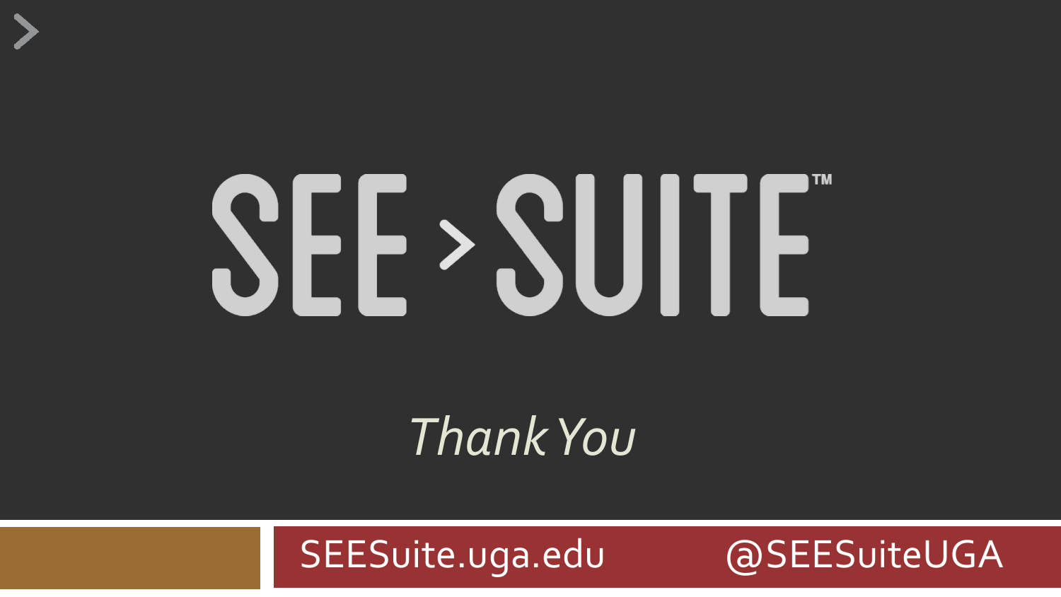# SEE > SUITE™

*Thank You*

SEESuite.uga.edu @SEESuiteUGA